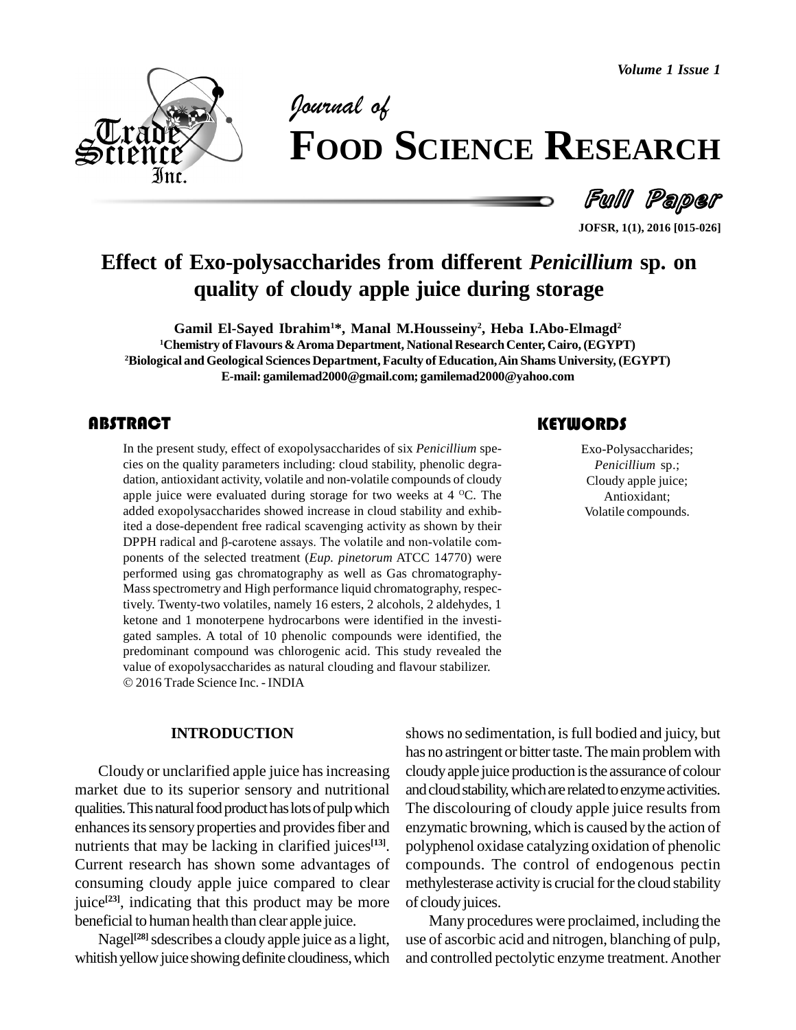# Effect of Exo-polysaccharides from different *Penicillium* sp. on quality of cloudy apple juice during storage

**Gamil El-Sayed Ibrahim[1]\*, Manal M.Housseiny[2], Heba I.Abo-Elmagd[2]**

[1]Chemistry of Flavours & Aroma Department, National Research Center, Cairo, (EGYPT)

[2]Biological and Geological Sciences Department, Faculty of Education, Ain Shams University, (EGYPT)

E-mail: gamilemad2000@gmail.com; gamilemad2000@yahoo.com

## ABSTRACT

In the present study, effect of exopolysaccharides of six *Penicillium* species on the quality parameters including: cloud stability, phenolic degradation, antioxidant activity, volatile and non-volatile compounds of cloudy apple juice were evaluated during storage for two weeks at 4 $^{O}$C. The added exopolysaccharides showed increase in cloud stability and exhibited a dose-dependent free radical scavenging activity as shown by their DPPH radical and β-carotene assays. The volatile and non-volatile components of the selected treatment (*Eup. pinetorum* ATCC 14770) were performed using gas chromatography as well as Gas chromatography-Mass spectrometry and High performance liquid chromatography, respectively. Twenty-two volatiles, namely 16 esters, 2 alcohols, 2 aldehydes, 1 ketone and 1 monoterpene hydrocarbons were identified in the investigated samples. A total of 10 phenolic compounds were identified, the predominant compound was chlorogenic acid. This study revealed the value of exopolysaccharides as natural clouding and flavour stabilizer.

© 2016 Trade Science Inc. - INDIA

## KEYWORDS

Exo-Polysaccharides;
*Penicillium* sp.;
Cloudy apple juice;
Antioxidant;
Volatile compounds.

## INTRODUCTION

Cloudy or unclarified apple juice has increasing market due to its superior sensory and nutritional qualities. This natural food product has lots of pulp which enhances its sensory properties and provides fiber and nutrients that may be lacking in clarified juices[13]. Current research has shown some advantages of consuming cloudy apple juice compared to clear juice[23], indicating that this product may be more beneficial to human health than clear apple juice.

Nagel[28] sdescribes a cloudy apple juice as a light, whitish yellow juice showing definite cloudiness, which shows no sedimentation, is full bodied and juicy, but has no astringent or bitter taste. The main problem with cloudy apple juice production is the assurance of colour and cloud stability, which are related to enzyme activities. The discolouring of cloudy apple juice results from enzymatic browning, which is caused by the action of polyphenol oxidase catalyzing oxidation of phenolic compounds. The control of endogenous pectin methylesterase activity is crucial for the cloud stability of cloudy juices.

Many procedures were proclaimed, including the use of ascorbic acid and nitrogen, blanching of pulp, and controlled pectolytic enzyme treatment. Another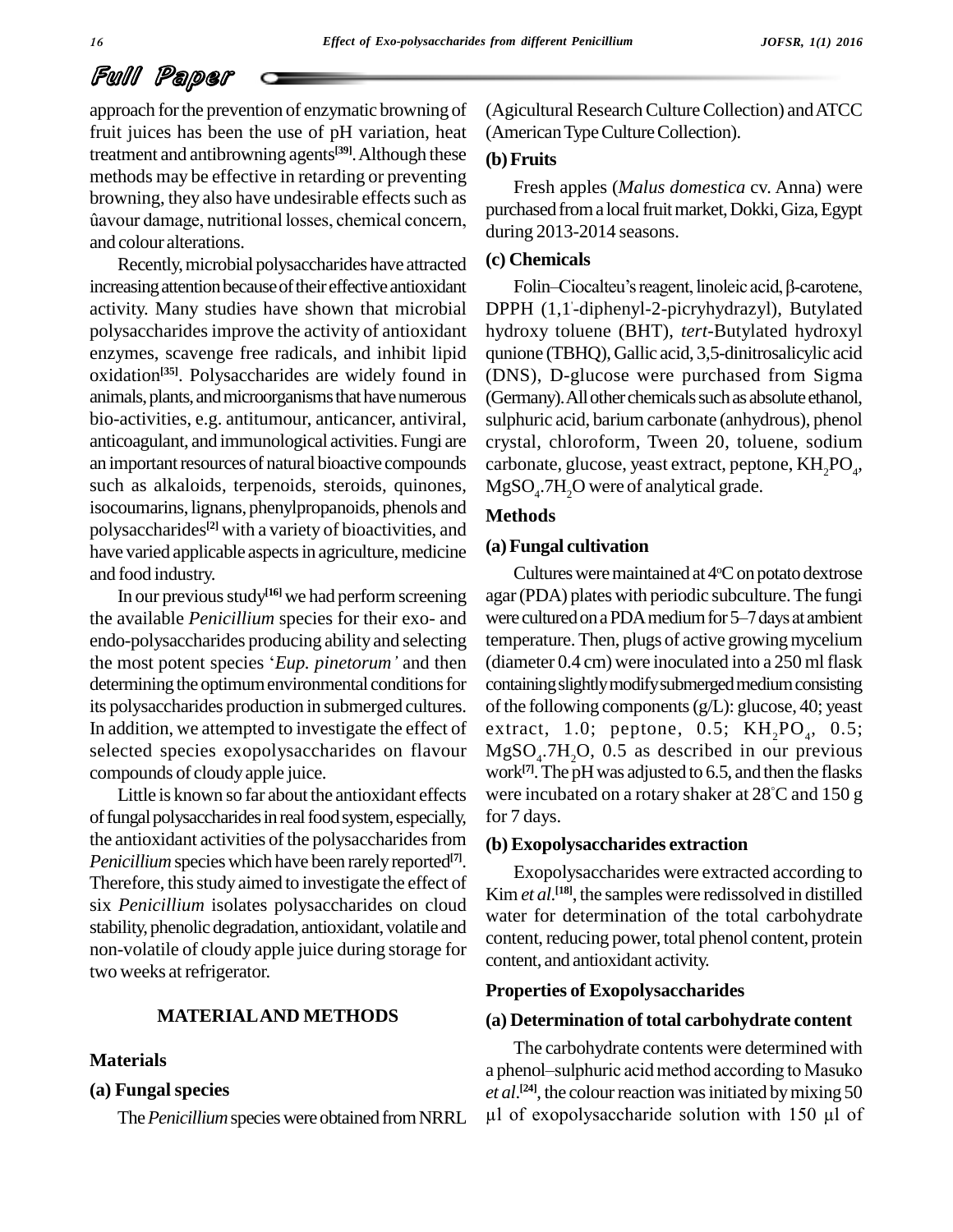approach for the prevention of enzymatic browning of fruit juices has been the use of pH variation, heat treatment and antibrowning agents[39]. Although these methods may be effective in retarding or preventing browning, they also have undesirable effects such as ûavour damage, nutritional losses, chemical concern, and colour alterations.

Recently, microbial polysaccharides have attracted increasing attention because of their effective antioxidant activity. Many studies have shown that microbial polysaccharides improve the activity of antioxidant enzymes, scavenge free radicals, and inhibit lipid oxidation[35]. Polysaccharides are widely found in animals, plants, and microorganisms that have numerous bio-activities, e.g. antitumour, anticancer, antiviral, anticoagulant, and immunological activities. Fungi are an important resources of natural bioactive compounds such as alkaloids, terpenoids, steroids, quinones, isocoumarins, lignans, phenylpropanoids, phenols and polysaccharides[2] with a variety of bioactivities, and have varied applicable aspects in agriculture, medicine and food industry.

In our previous study[16] we had perform screening the available *Penicillium* species for their exo- and endo-polysaccharides producing ability and selecting the most potent species '*Eup. pinetorum'* and then determining the optimum environmental conditions for its polysaccharides production in submerged cultures. In addition, we attempted to investigate the effect of selected species exopolysaccharides on flavour compounds of cloudy apple juice.

Little is known so far about the antioxidant effects of fungal polysaccharides in real food system, especially, the antioxidant activities of the polysaccharides from *Penicillium* species which have been rarely reported[7]. Therefore, this study aimed to investigate the effect of six *Penicillium* isolates polysaccharides on cloud stability, phenolic degradation, antioxidant, volatile and non-volatile of cloudy apple juice during storage for two weeks at refrigerator.

## MATERIAL AND METHODS

### Materials

#### (a) Fungal species

The *Penicillium* species were obtained from NRRL (Agricultural Research Culture Collection) and ATCC (American Type Culture Collection).

#### (b) Fruits

Fresh apples (*Malus domestica* cv. Anna) were purchased from a local fruit market, Dokki, Giza, Egypt during 2013-2014 seasons.

#### (c) Chemicals

Folin–Ciocalteu's reagent, linoleic acid, β-carotene, DPPH (1,1'-diphenyl-2-picryhydrazyl), Butylated hydroxy toluene (BHT), *tert*-Butylated hydroxyl qunione (TBHQ), Gallic acid, 3,5-dinitrosalicylic acid (DNS), D-glucose were purchased from Sigma (Germany). All other chemicals such as absolute ethanol, sulphuric acid, barium carbonate (anhydrous), phenol crystal, chloroform, Tween 20, toluene, sodium carbonate, glucose, yeast extract, peptone, $KH_2PO_4$, $MgSO_4.7H_2O$ were of analytical grade.

### Methods

#### (a) Fungal cultivation

Cultures were maintained at 4°C on potato dextrose agar (PDA) plates with periodic subculture. The fungi were cultured on a PDA medium for 5–7 days at ambient temperature. Then, plugs of active growing mycelium (diameter 0.4 cm) were inoculated into a 250 ml flask containing slightly modify submerged medium consisting of the following components (g/L): glucose, 40; yeast extract, 1.0; peptone, 0.5; $KH_2PO_4$, 0.5; $MgSO_4.7H_2O$, 0.5 as described in our previous work[7]. The pH was adjusted to 6.5, and then the flasks were incubated on a rotary shaker at 28°C and 150 g for 7 days.

#### (b) Exopolysaccharides extraction

Exopolysaccharides were extracted according to Kim *et al.*[18], the samples were redissolved in distilled water for determination of the total carbohydrate content, reducing power, total phenol content, protein content, and antioxidant activity.

### Properties of Exopolysaccharides

#### (a) Determination of total carbohydrate content

The carbohydrate contents were determined with a phenol–sulphuric acid method according to Masuko *et al.*[24], the colour reaction was initiated by mixing 50 µl of exopolysaccharide solution with 150 µl of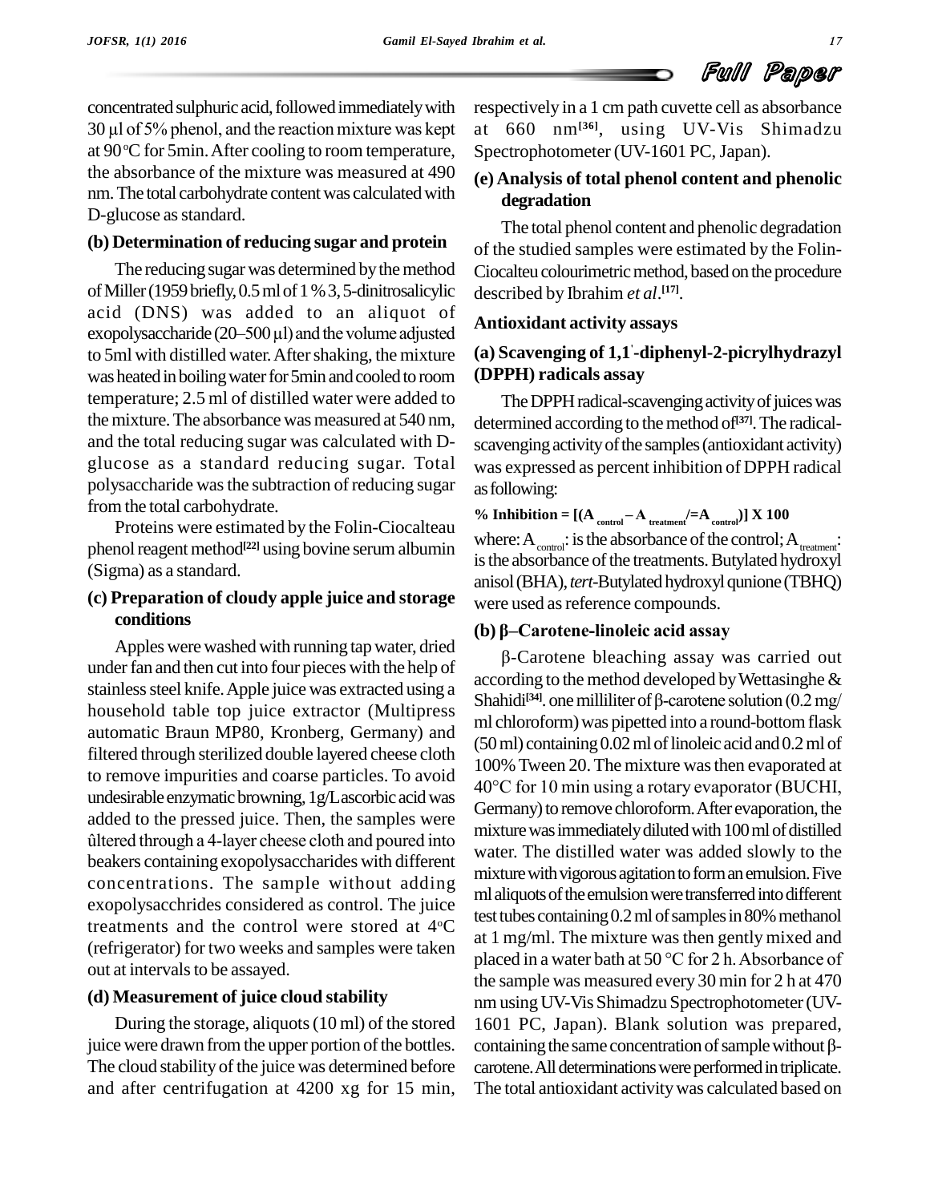concentrated sulphuric acid, followed immediately with 30 μl of 5% phenol, and the reaction mixture was kept at 90 °C for 5min. After cooling to room temperature, the absorbance of the mixture was measured at 490 nm. The total carbohydrate content was calculated with D-glucose as standard.

### (b) Determination of reducing sugar and protein

The reducing sugar was determined by the method of Miller (1959 briefly, 0.5 ml of 1 % 3, 5-dinitrosalicylic acid (DNS) was added to an aliquot of exopolysaccharide (20–500 μl) and the volume adjusted to 5ml with distilled water. After shaking, the mixture was heated in boiling water for 5min and cooled to room temperature; 2.5 ml of distilled water were added to the mixture. The absorbance was measured at 540 nm, and the total reducing sugar was calculated with D-glucose as a standard reducing sugar. Total polysaccharide was the subtraction of reducing sugar from the total carbohydrate.

Proteins were estimated by the Folin-Ciocalteau phenol reagent method[22] using bovine serum albumin (Sigma) as a standard.

### (c) Preparation of cloudy apple juice and storage conditions

Apples were washed with running tap water, dried under fan and then cut into four pieces with the help of stainless steel knife. Apple juice was extracted using a household table top juice extractor (Multipress automatic Braun MP80, Kronberg, Germany) and filtered through sterilized double layered cheese cloth to remove impurities and coarse particles. To avoid undesirable enzymatic browning, 1g/L ascorbic acid was added to the pressed juice. Then, the samples were ûltered through a 4-layer cheese cloth and poured into beakers containing exopolysaccharides with different concentrations. The sample without adding exopolysacchrides considered as control. The juice treatments and the control were stored at 4 °C (refrigerator) for two weeks and samples were taken out at intervals to be assayed.

### (d) Measurement of juice cloud stability

During the storage, aliquots (10 ml) of the stored juice were drawn from the upper portion of the bottles. The cloud stability of the juice was determined before and after centrifugation at 4200 xg for 15 min, respectively in a 1 cm path cuvette cell as absorbance at 660 nm[36], using UV-Vis Shimadzu Spectrophotometer (UV-1601 PC, Japan).

### (e) Analysis of total phenol content and phenolic degradation

The total phenol content and phenolic degradation of the studied samples were estimated by the Folin-Ciocalteu colourimetric method, based on the procedure described by Ibrahim *et al*.[17].

## Antioxidant activity assays

### (a) Scavenging of 1,1'-diphenyl-2-picrylhydrazyl (DPPH) radicals assay

The DPPH radical-scavenging activity of juices was determined according to the method of[37]. The radical-scavenging activity of the samples (antioxidant activity) was expressed as percent inhibition of DPPH radical as following:

$$\% \text{ Inhibition} = [(A_{control} - A_{treatment} / = A_{control})] \times 100$$

where: $A_{control}$: is the absorbance of the control; $A_{treatment}$: is the absorbance of the treatments. Butylated hydroxyl anisol (BHA), *tert*-Butylated hydroxyl qunione (TBHQ) were used as reference compounds.

### (b) β–Carotene-linoleic acid assay

β-Carotene bleaching assay was carried out according to the method developed by Wettasinghe & Shahidi[34]. one milliliter of β-carotene solution (0.2 mg/ml chloroform) was pipetted into a round-bottom flask (50 ml) containing 0.02 ml of linoleic acid and 0.2 ml of 100% Tween 20. The mixture was then evaporated at 40°C for 10 min using a rotary evaporator (BUCHI, Germany) to remove chloroform. After evaporation, the mixture was immediately diluted with 100 ml of distilled water. The distilled water was added slowly to the mixture with vigorous agitation to form an emulsion. Five ml aliquots of the emulsion were transferred into different test tubes containing 0.2 ml of samples in 80% methanol at 1 mg/ml. The mixture was then gently mixed and placed in a water bath at 50 °C for 2 h. Absorbance of the sample was measured every 30 min for 2 h at 470 nm using UV-Vis Shimadzu Spectrophotometer (UV-1601 PC, Japan). Blank solution was prepared, containing the same concentration of sample without β-carotene. All determinations were performed in triplicate. The total antioxidant activity was calculated based on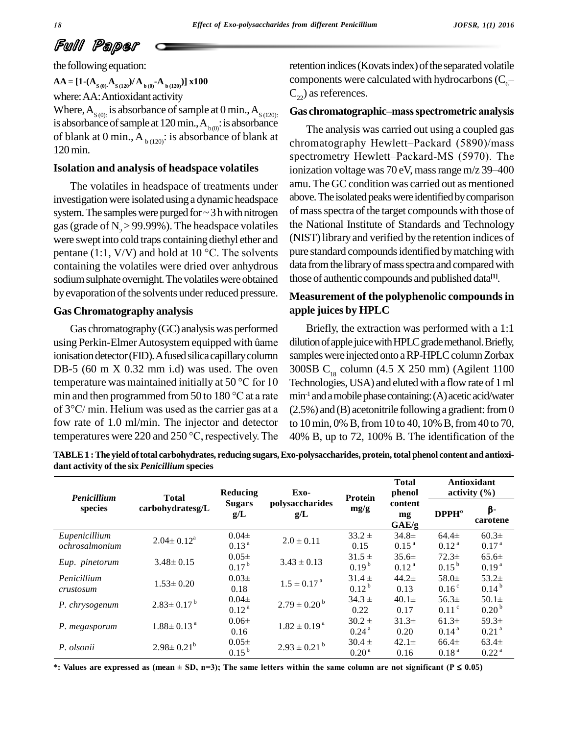the following equation:

$$AA = [1-(A_{S(0)}-A_{S(120)})/ A_{b(0)}-A_{b(120)})] \times 100$$

where: AA: Antioxidant activity

Where, $A_{S(0)}$: is absorbance of sample at 0 min., $A_{S(120)}$: is absorbance of sample at 120 min., $A_{b(0)}$: is absorbance of blank at 0 min., $A_{b(120)}$: is absorbance of blank at 120 min.

### Isolation and analysis of headspace volatiles

The volatiles in headspace of treatments under investigation were isolated using a dynamic headspace system. The samples were purged for ~ 3 h with nitrogen gas (grade of $N_2$ > 99.99%). The headspace volatiles were swept into cold traps containing diethyl ether and pentane (1:1, V/V) and hold at 10 °C. The solvents containing the volatiles were dried over anhydrous sodium sulphate overnight. The volatiles were obtained by evaporation of the solvents under reduced pressure.

### Gas Chromatography analysis

Gas chromatography (GC) analysis was performed using Perkin-Elmer Autosystem equipped with ûame ionisation detector (FID). A fused silica capillary column DB-5 (60 m X 0.32 mm i.d) was used. The oven temperature was maintained initially at 50 °C for 10 min and then programmed from 50 to 180 °C at a rate of 3°C/ min. Helium was used as the carrier gas at a fow rate of 1.0 ml/min. The injector and detector temperatures were 220 and 250 °C, respectively. The retention indices (Kovats index) of the separated volatile components were calculated with hydrocarbons ($C_6$–$C_{22}$) as references.

### Gas chromatographic–mass spectrometric analysis

The analysis was carried out using a coupled gas chromatography Hewlett–Packard (5890)/mass spectrometry Hewlett–Packard-MS (5970). The ionization voltage was 70 eV, mass range m/z 39–400 amu. The GC condition was carried out as mentioned above. The isolated peaks were identified by comparison of mass spectra of the target compounds with those of the National Institute of Standards and Technology (NIST) library and verified by the retention indices of pure standard compounds identified by matching with data from the library of mass spectra and compared with those of authentic compounds and published data[1].

### Measurement of the polyphenolic compounds in apple juices by HPLC

Briefly, the extraction was performed with a 1:1 dilution of apple juice with HPLC grade methanol. Briefly, samples were injected onto a RP-HPLC column Zorbax 300SB $C_{18}$ column (4.5 X 250 mm) (Agilent 1100 Technologies, USA) and eluted with a flow rate of 1 ml $min^{-1}$ and a mobile phase containing: (A) acetic acid/water (2.5%) and (B) acetonitrile following a gradient: from 0 to 10 min, 0% B, from 10 to 40, 10% B, from 40 to 70, 40% B, up to 72, 100% B. The identification of the

**TABLE 1 : The yield of total carbohydrates, reducing sugars, Exo-polysaccharides, protein, total phenol content and antioxidant activity of the six *Penicillium* species**

| *Penicillium* species | Total carbohydratesg/L | Reducing Sugars g/L | Exo-polysaccharides g/L | Protein mg/g | Total phenol content mg GAE/g | Antioxidant activity (%) | |
|---|---|---|---|---|---|---|---|
| | | | | | | DPPH° | β-carotene |
| *Eupenicillium ochrosalmonium* | 2.04± 0.12$^a$ | 0.04± 0.13$^a$ | 2.0 ± 0.11 | 33.2 ± 0.15 | 34.8± 0.15$^a$ | 64.4± 0.12$^a$ | 60.3± 0.17$^a$ |
| *Eup. pinetorum* | 3.48± 0.15 | 0.05± 0.17$^b$ | 3.43 ± 0.13 | 31.5 ± 0.19$^b$ | 35.6± 0.12$^a$ | 72.3± 0.15$^b$ | 65.6± 0.19$^a$ |
| *Penicillium crustosum* | 1.53± 0.20 | 0.03± 0.18 | 1.5 ± 0.17$^a$ | 31.4 ± 0.12$^b$ | 44.2± 0.13 | 58.0± 0.16$^c$ | 53.2± 0.14$^b$ |
| *P. chrysogenum* | 2.83± 0.17$^b$ | 0.04± 0.12$^a$ | 2.79 ± 0.20$^b$ | 34.3 ± 0.22 | 40.1± 0.17 | 56.3± 0.11$^c$ | 50.1± 0.20$^b$ |
| *P. megasporum* | 1.88± 0.13$^a$ | 0.06± 0.16 | 1.82 ± 0.19$^a$ | 30.2 ± 0.24$^a$ | 31.3± 0.20 | 61.3± 0.14$^a$ | 59.3± 0.21$^a$ |
| *P. olsonii* | 2.98± 0.21$^b$ | 0.05± 0.15$^b$ | 2.93 ± 0.21$^b$ | 30.4 ± 0.20$^a$ | 42.1± 0.16 | 66.4± 0.18$^a$ | 63.4± 0.22$^a$ |

*: Values are expressed as (mean ± SD, n=3); The same letters within the same column are not significant (P ≤ 0.05)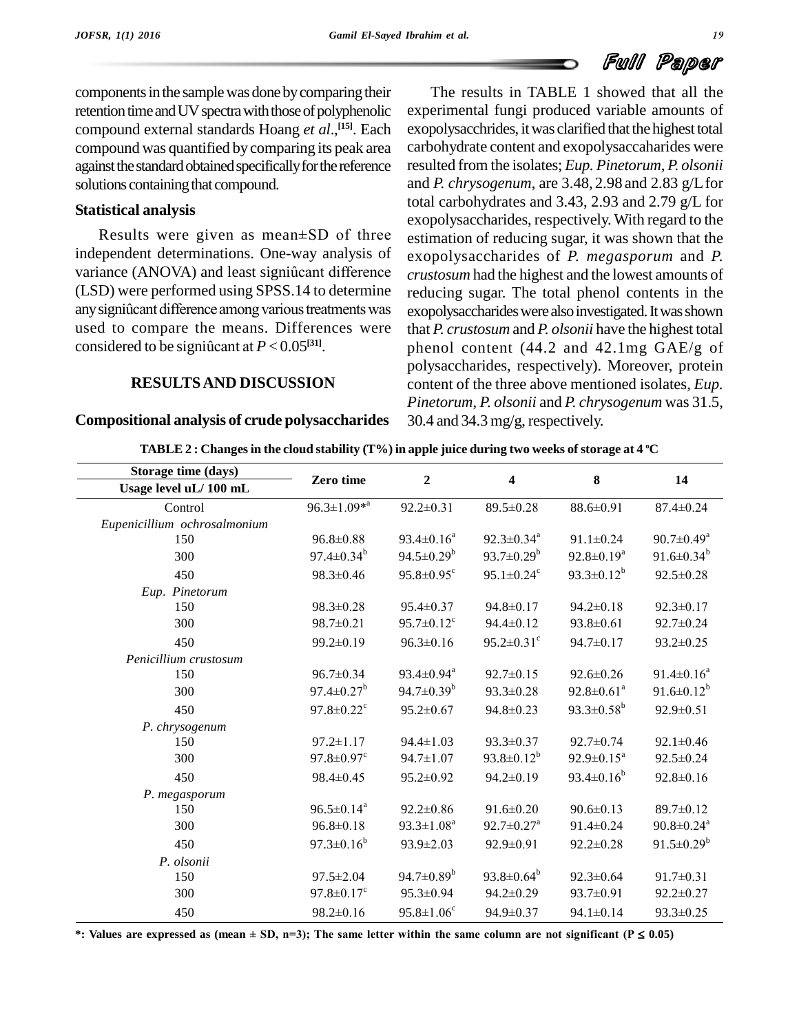components in the sample was done by comparing their retention time and UV spectra with those of polyphenolic compound external standards Hoang *et al*.,[15]. Each compound was quantified by comparing its peak area against the standard obtained specifically for the reference solutions containing that compound.

### Statistical analysis

Results were given as mean±SD of three independent determinations. One-way analysis of variance (ANOVA) and least signiûcant difference (LSD) were performed using SPSS.14 to determine any signiûcant difference among various treatments was used to compare the means. Differences were considered to be signiûcant at $P < 0.05$[31].

## RESULTS AND DISCUSSION

### Compositional analysis of crude polysaccharides

The results in TABLE 1 showed that all the experimental fungi produced variable amounts of exopolysacchrides, it was clarified that the highest total carbohydrate content and exopolysaccaharides were resulted from the isolates; *Eup. Pinetorum*, *P. olsonii* and *P. chrysogenum*, are 3.48, 2.98 and 2.83 g/L for total carbohydrates and 3.43, 2.93 and 2.79 g/L for exopolysaccharides, respectively. With regard to the estimation of reducing sugar, it was shown that the exopolysaccharides of *P. megasporum* and *P. crustosum* had the highest and the lowest amounts of reducing sugar. The total phenol contents in the exopolysaccharides were also investigated. It was shown that *P. crustosum* and *P. olsonii* have the highest total phenol content (44.2 and 42.1mg GAE/g of polysaccharides, respectively). Moreover, protein content of the three above mentioned isolates, *Eup. Pinetorum*, *P. olsonii* and *P. chrysogenum* was 31.5, 30.4 and 34.3 mg/g, respectively.

**TABLE 2 : Changes in the cloud stability (T%) in apple juice during two weeks of storage at 4 ºC**

| Storage time (days) / Usage level uL/ 100 mL | Zero time | 2 | 4 | 8 | 14 |
|---|---|---|---|---|---|
| Control | 96.3±1.09*[a] | 92.2±0.31 | 89.5±0.28 | 88.6±0.91 | 87.4±0.24 |
| *Eupenicillium ochrosalmonium* | | | | | |
| 150 | 96.8±0.88 | 93.4±0.16[a] | 92.3±0.34[a] | 91.1±0.24 | 90.7±0.49[a] |
| 300 | 97.4±0.34[b] | 94.5±0.29[b] | 93.7±0.29[b] | 92.8±0.19[a] | 91.6±0.34[b] |
| 450 | 98.3±0.46 | 95.8±0.95[c] | 95.1±0.24[c] | 93.3±0.12[b] | 92.5±0.28 |
| *Eup. Pinetorum* | | | | | |
| 150 | 98.3±0.28 | 95.4±0.37 | 94.8±0.17 | 94.2±0.18 | 92.3±0.17 |
| 300 | 98.7±0.21 | 95.7±0.12[c] | 94.4±0.12 | 93.8±0.61 | 92.7±0.24 |
| 450 | 99.2±0.19 | 96.3±0.16 | 95.2±0.31[c] | 94.7±0.17 | 93.2±0.25 |
| *Penicillium crustosum* | | | | | |
| 150 | 96.7±0.34 | 93.4±0.94[a] | 92.7±0.15 | 92.6±0.26 | 91.4±0.16[a] |
| 300 | 97.4±0.27[b] | 94.7±0.39[b] | 93.3±0.28 | 92.8±0.61[a] | 91.6±0.12[b] |
| 450 | 97.8±0.22[c] | 95.2±0.67 | 94.8±0.23 | 93.3±0.58[b] | 92.9±0.51 |
| *P. chrysogenum* | | | | | |
| 150 | 97.2±1.17 | 94.4±1.03 | 93.3±0.37 | 92.7±0.74 | 92.1±0.46 |
| 300 | 97.8±0.97[c] | 94.7±1.07 | 93.8±0.12[b] | 92.9±0.15[a] | 92.5±0.24 |
| 450 | 98.4±0.45 | 95.2±0.92 | 94.2±0.19 | 93.4±0.16[b] | 92.8±0.16 |
| *P. megasporum* | | | | | |
| 150 | 96.5±0.14[a] | 92.2±0.86 | 91.6±0.20 | 90.6±0.13 | 89.7±0.12 |
| 300 | 96.8±0.18 | 93.3±1.08[a] | 92.7±0.27[a] | 91.4±0.24 | 90.8±0.24[a] |
| 450 | 97.3±0.16[b] | 93.9±2.03 | 92.9±0.91 | 92.2±0.28 | 91.5±0.29[b] |
| *P. olsonii* | | | | | |
| 150 | 97.5±2.04 | 94.7±0.89[b] | 93.8±0.64[b] | 92.3±0.64 | 91.7±0.31 |
| 300 | 97.8±0.17[c] | 95.3±0.94 | 94.2±0.29 | 93.7±0.91 | 92.2±0.27 |
| 450 | 98.2±0.16 | 95.8±1.06[c] | 94.9±0.37 | 94.1±0.14 | 93.3±0.25 |

**\*: Values are expressed as (mean ± SD, n=3); The same letter within the same column are not significant ($P \leq 0.05$)**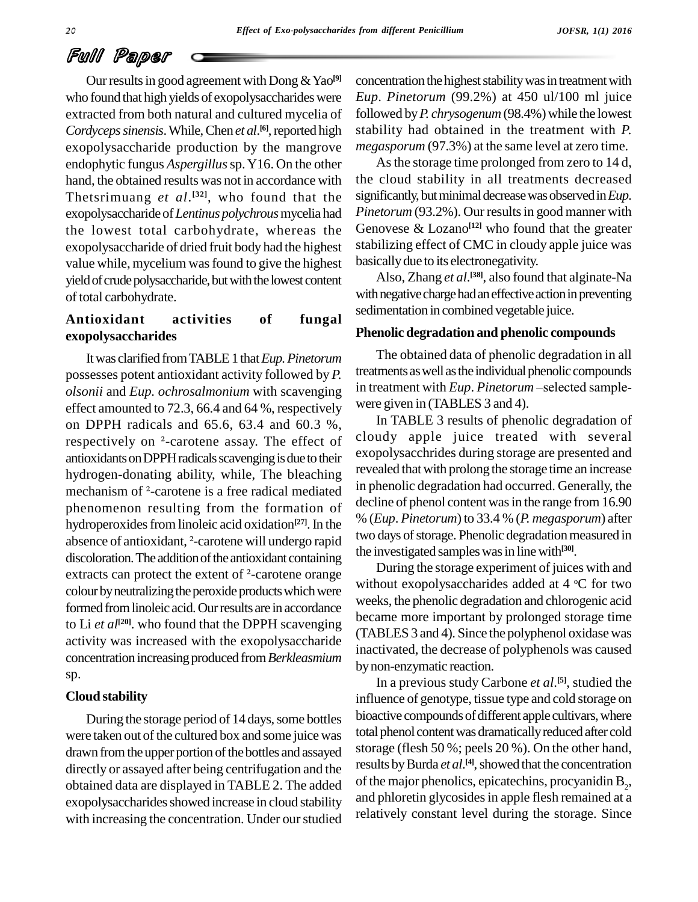Our results in good agreement with Dong & Yao[9] who found that high yields of exopolysaccharides were extracted from both natural and cultured mycelia of *Cordyceps sinensis*. While, Chen *et al*.[6], reported high exopolysaccharide production by the mangrove endophytic fungus *Aspergillus* sp. Y16. On the other hand, the obtained results was not in accordance with Thetsrimuang *et al*.[32], who found that the exopolysaccharide of *Lentinus polychrous* mycelia had the lowest total carbohydrate, whereas the exopolysaccharide of dried fruit body had the highest value while, mycelium was found to give the highest yield of crude polysaccharide, but with the lowest content of total carbohydrate.

### Antioxidant activities of fungal exopolysaccharides

It was clarified from TABLE 1 that *Eup. Pinetorum* possesses potent antioxidant activity followed by *P. olsonii* and *Eup. ochrosalmonium* with scavenging effect amounted to 72.3, 66.4 and 64 %, respectively on DPPH radicals and 65.6, 63.4 and 60.3 %, respectively on ²-carotene assay. The effect of antioxidants on DPPH radicals scavenging is due to their hydrogen-donating ability, while, The bleaching mechanism of ²-carotene is a free radical mediated phenomenon resulting from the formation of hydroperoxides from linoleic acid oxidation[27]. In the absence of antioxidant, ²-carotene will undergo rapid discoloration. The addition of the antioxidant containing extracts can protect the extent of ²-carotene orange colour by neutralizing the peroxide products which were formed from linoleic acid. Our results are in accordance to Li *et al*[20]. who found that the DPPH scavenging activity was increased with the exopolysaccharide concentration increasing produced from *Berkleasmium* sp.

### Cloud stability

During the storage period of 14 days, some bottles were taken out of the cultured box and some juice was drawn from the upper portion of the bottles and assayed directly or assayed after being centrifugation and the obtained data are displayed in TABLE 2. The added exopolysaccharides showed increase in cloud stability with increasing the concentration. Under our studied concentration the highest stability was in treatment with *Eup*. *Pinetorum* (99.2%) at 450 ul/100 ml juice followed by *P. chrysogenum* (98.4%) while the lowest stability had obtained in the treatment with *P. megasporum* (97.3%) at the same level at zero time.

As the storage time prolonged from zero to 14 d, the cloud stability in all treatments decreased significantly, but minimal decrease was observed in *Eup. Pinetorum* (93.2%). Our results in good manner with Genovese & Lozano[12] who found that the greater stabilizing effect of CMC in cloudy apple juice was basically due to its electronegativity.

Also, Zhang *et al*.[38], also found that alginate-Na with negative charge had an effective action in preventing sedimentation in combined vegetable juice.

### Phenolic degradation and phenolic compounds

The obtained data of phenolic degradation in all treatments as well as the individual phenolic compounds in treatment with *Eup*. *Pinetorum* –selected sample- were given in (TABLES 3 and 4).

In TABLE 3 results of phenolic degradation of cloudy apple juice treated with several exopolysacchrides during storage are presented and revealed that with prolong the storage time an increase in phenolic degradation had occurred. Generally, the decline of phenol content was in the range from 16.90 % (*Eup*. *Pinetorum*) to 33.4 % (*P. megasporum*) after two days of storage. Phenolic degradation measured in the investigated samples was in line with[30].

During the storage experiment of juices with and without exopolysaccharides added at 4 °C for two weeks, the phenolic degradation and chlorogenic acid became more important by prolonged storage time (TABLES 3 and 4). Since the polyphenol oxidase was inactivated, the decrease of polyphenols was caused by non-enzymatic reaction.

In a previous study Carbone *et al*.[5], studied the influence of genotype, tissue type and cold storage on bioactive compounds of different apple cultivars, where total phenol content was dramatically reduced after cold storage (flesh 50 %; peels 20 %). On the other hand, results by Burda *et al*.[4], showed that the concentration of the major phenolics, epicatechins, procyanidin $B_2$, and phloretin glycosides in apple flesh remained at a relatively constant level during the storage. Since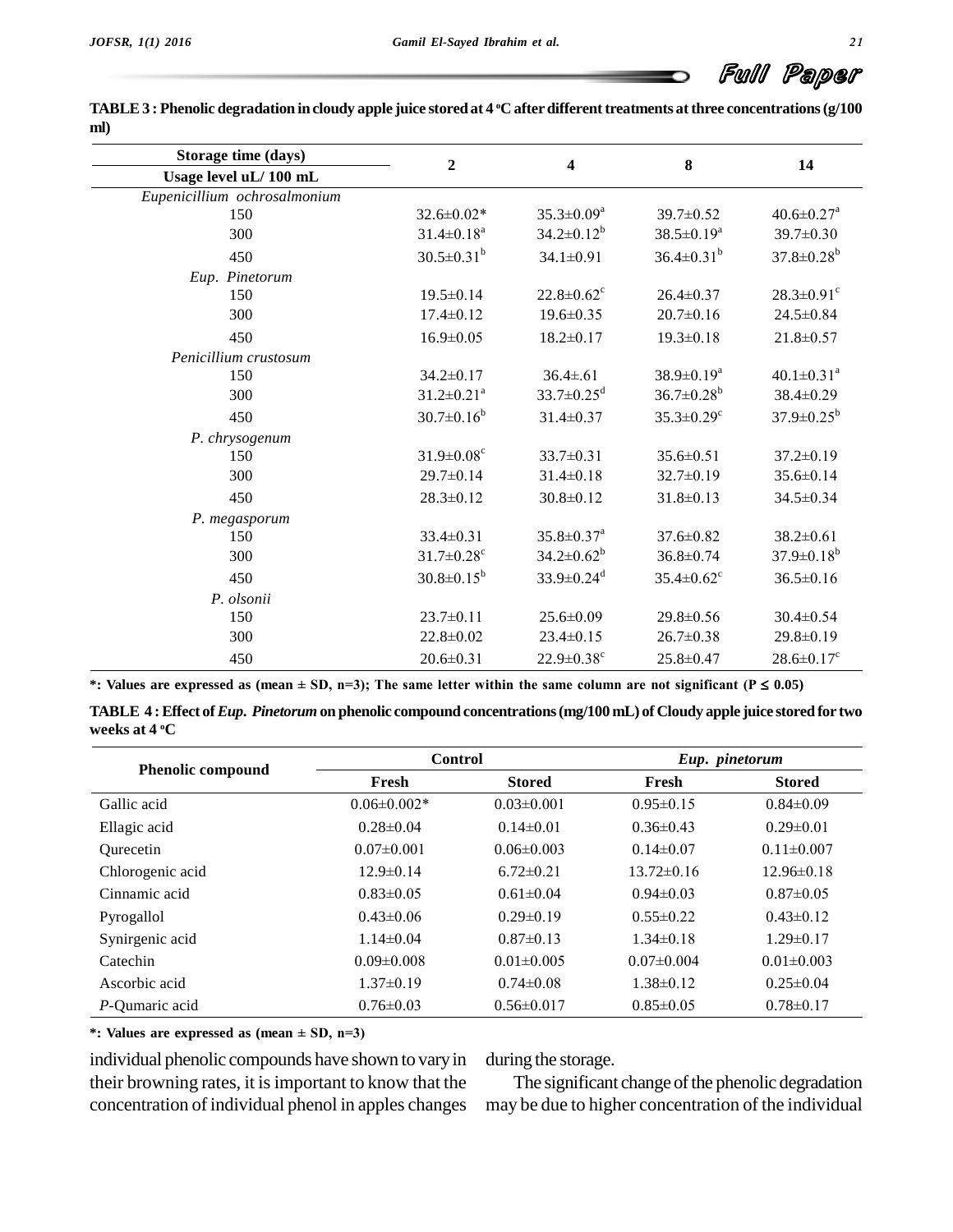**TABLE 3 : Phenolic degradation in cloudy apple juice stored at 4 °C after different treatments at three concentrations (g/100 ml)**

| Storage time (days) / Usage level uL/ 100 mL | 2 | 4 | 8 | 14 |
|---|---|---|---|---|
| *Eupenicillium ochrosalmonium* | | | | |
| 150 | 32.6±0.02* | 35.3±0.09[a] | 39.7±0.52 | 40.6±0.27[a] |
| 300 | 31.4±0.18[a] | 34.2±0.12[b] | 38.5±0.19[a] | 39.7±0.30 |
| 450 | 30.5±0.31[b] | 34.1±0.91 | 36.4±0.31[b] | 37.8±0.28[b] |
| *Eup. Pinetorum* | | | | |
| 150 | 19.5±0.14 | 22.8±0.62[c] | 26.4±0.37 | 28.3±0.91[c] |
| 300 | 17.4±0.12 | 19.6±0.35 | 20.7±0.16 | 24.5±0.84 |
| 450 | 16.9±0.05 | 18.2±0.17 | 19.3±0.18 | 21.8±0.57 |
| *Penicillium crustosum* | | | | |
| 150 | 34.2±0.17 | 36.4±.61 | 38.9±0.19[a] | 40.1±0.31[a] |
| 300 | 31.2±0.21[a] | 33.7±0.25[d] | 36.7±0.28[b] | 38.4±0.29 |
| 450 | 30.7±0.16[b] | 31.4±0.37 | 35.3±0.29[c] | 37.9±0.25[b] |
| *P. chrysogenum* | | | | |
| 150 | 31.9±0.08[c] | 33.7±0.31 | 35.6±0.51 | 37.2±0.19 |
| 300 | 29.7±0.14 | 31.4±0.18 | 32.7±0.19 | 35.6±0.14 |
| 450 | 28.3±0.12 | 30.8±0.12 | 31.8±0.13 | 34.5±0.34 |
| *P. megasporum* | | | | |
| 150 | 33.4±0.31 | 35.8±0.37[a] | 37.6±0.82 | 38.2±0.61 |
| 300 | 31.7±0.28[c] | 34.2±0.62[b] | 36.8±0.74 | 37.9±0.18[b] |
| 450 | 30.8±0.15[b] | 33.9±0.24[d] | 35.4±0.62[c] | 36.5±0.16 |
| *P. olsonii* | | | | |
| 150 | 23.7±0.11 | 25.6±0.09 | 29.8±0.56 | 30.4±0.54 |
| 300 | 22.8±0.02 | 23.4±0.15 | 26.7±0.38 | 29.8±0.19 |
| 450 | 20.6±0.31 | 22.9±0.38[c] | 25.8±0.47 | 28.6±0.17[c] |

**\*: Values are expressed as (mean ± SD, n=3); The same letter within the same column are not significant ($P \leq 0.05$)**

**TABLE 4 : Effect of *Eup. Pinetorum* on phenolic compound concentrations (mg/100 mL) of Cloudy apple juice stored for two weeks at 4 °C**

| Phenolic compound | Control | | *Eup. pinetorum* | |
|---|---|---|---|---|
| | Fresh | Stored | Fresh | Stored |
| Gallic acid | 0.06±0.002* | 0.03±0.001 | 0.95±0.15 | 0.84±0.09 |
| Ellagic acid | 0.28±0.04 | 0.14±0.01 | 0.36±0.43 | 0.29±0.01 |
| Qurecetin | 0.07±0.001 | 0.06±0.003 | 0.14±0.07 | 0.11±0.007 |
| Chlorogenic acid | 12.9±0.14 | 6.72±0.21 | 13.72±0.16 | 12.96±0.18 |
| Cinnamic acid | 0.83±0.05 | 0.61±0.04 | 0.94±0.03 | 0.87±0.05 |
| Pyrogallol | 0.43±0.06 | 0.29±0.19 | 0.55±0.22 | 0.43±0.12 |
| Synirgenic acid | 1.14±0.04 | 0.87±0.13 | 1.34±0.18 | 1.29±0.17 |
| Catechin | 0.09±0.008 | 0.01±0.005 | 0.07±0.004 | 0.01±0.003 |
| Ascorbic acid | 1.37±0.19 | 0.74±0.08 | 1.38±0.12 | 0.25±0.04 |
| *P*-Qumaric acid | 0.76±0.03 | 0.56±0.017 | 0.85±0.05 | 0.78±0.17 |

**\*: Values are expressed as (mean ± SD, n=3)**

individual phenolic compounds have shown to vary in their browning rates, it is important to know that the concentration of individual phenol in apples changes during the storage.

The significant change of the phenolic degradation may be due to higher concentration of the individual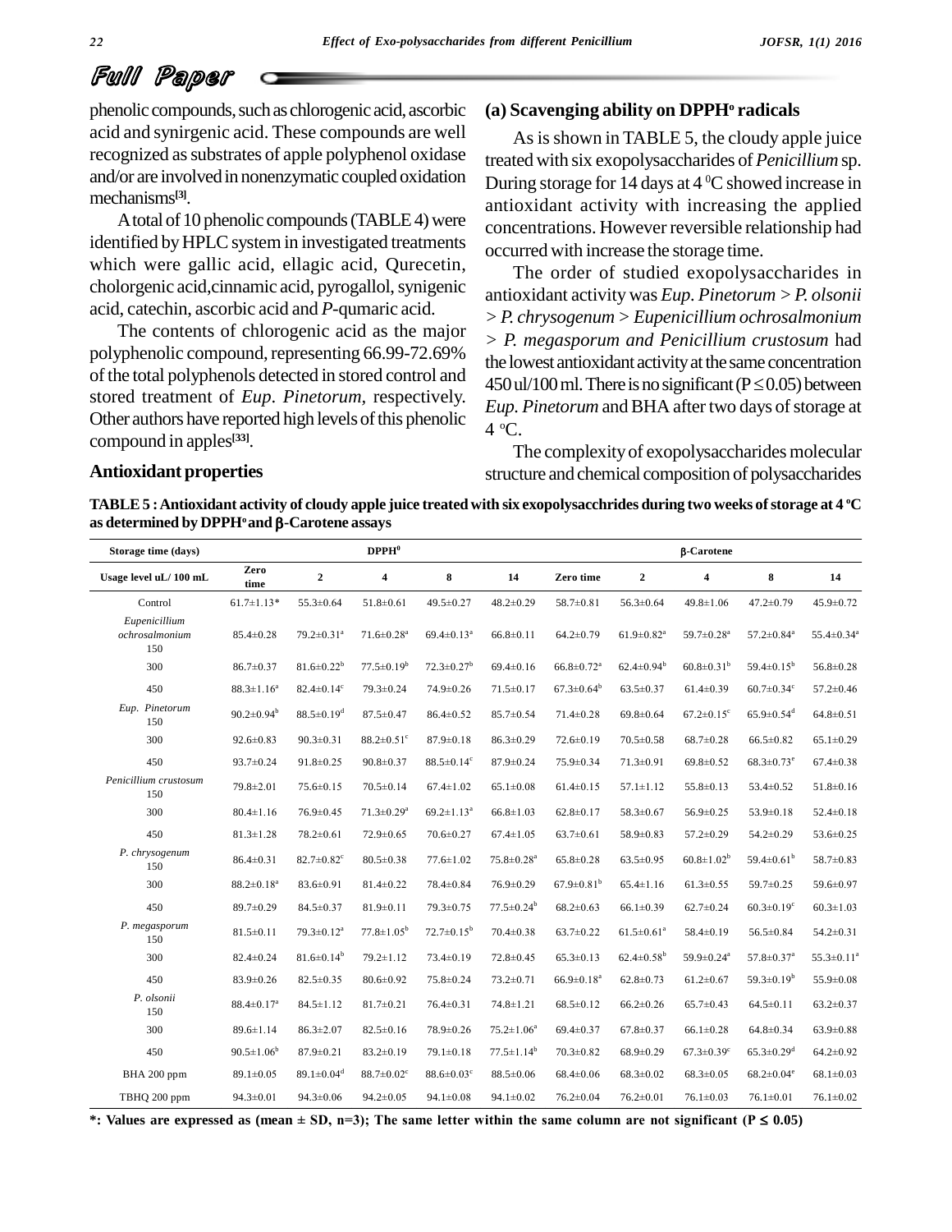phenolic compounds, such as chlorogenic acid, ascorbic acid and synirgenic acid. These compounds are well recognized as substrates of apple polyphenol oxidase and/or are involved in nonenzymatic coupled oxidation mechanisms[3].

A total of 10 phenolic compounds (TABLE 4) were identified by HPLC system in investigated treatments which were gallic acid, ellagic acid, Qurecetin, cholorgenic acid,cinnamic acid, pyrogallol, synigenic acid, catechin, ascorbic acid and *P*-qumaric acid.

The contents of chlorogenic acid as the major polyphenolic compound, representing 66.99-72.69% of the total polyphenols detected in stored control and stored treatment of *Eup*. *Pinetorum,* respectively. Other authors have reported high levels of this phenolic compound in apples[33].

## Antioxidant properties

### (a) Scavenging ability on DPPH° radicals

As is shown in TABLE 5, the cloudy apple juice treated with six exopolysaccharides of *Penicillium* sp. During storage for 14 days at 4 °C showed increase in antioxidant activity with increasing the applied concentrations. However reversible relationship had occurred with increase the storage time.

The order of studied exopolysaccharides in antioxidant activity was *Eup. Pinetorum* > *P. olsonii* > *P. chrysogenum* > *Eupenicillium ochrosalmonium* > *P. megasporum and Penicillium crustosum* had the lowest antioxidant activity at the same concentration 450 ul/100 ml. There is no significant ($P \leq 0.05$) between *Eup. Pinetorum* and BHA after two days of storage at 4 °C.

The complexity of exopolysaccharides molecular structure and chemical composition of polysaccharides

**TABLE 5 : Antioxidant activity of cloudy apple juice treated with six exopolysacchrides during two weeks of storage at 4 °C as determined by DPPH° and β-Carotene assays**

| Storage time (days) | DPPH° | | | | | β-Carotene | | | | |
|---|---|---|---|---|---|---|---|---|---|---|
| Usage level uL/ 100 mL | Zero time | 2 | 4 | 8 | 14 | Zero time | 2 | 4 | 8 | 14 |
| Control | 61.7±1.13* | 55.3±0.64 | 51.8±0.61 | 49.5±0.27 | 48.2±0.29 | 58.7±0.81 | 56.3±0.64 | 49.8±1.06 | 47.2±0.79 | 45.9±0.72 |
| *Eupenicillium ochrosalmonium* 150 | 85.4±0.28 | 79.2±0.31[a] | 71.6±0.28[a] | 69.4±0.13[a] | 66.8±0.11 | 64.2±0.79 | 61.9±0.82[a] | 59.7±0.28[a] | 57.2±0.84[a] | 55.4±0.34[a] |
| 300 | 86.7±0.37 | 81.6±0.22[b] | 77.5±0.19[b] | 72.3±0.27[b] | 69.4±0.16 | 66.8±0.72[a] | 62.4±0.94[b] | 60.8±0.31[b] | 59.4±0.15[b] | 56.8±0.28 |
| 450 | 88.3±1.16[a] | 82.4±0.14[c] | 79.3±0.24 | 74.9±0.26 | 71.5±0.17 | 67.3±0.64[b] | 63.5±0.37 | 61.4±0.39 | 60.7±0.34[c] | 57.2±0.46 |
| *Eup. Pinetorum* 150 | 90.2±0.94[b] | 88.5±0.19[d] | 87.5±0.47 | 86.4±0.52 | 85.7±0.54 | 71.4±0.28 | 69.8±0.64 | 67.2±0.15[c] | 65.9±0.54[d] | 64.8±0.51 |
| 300 | 92.6±0.83 | 90.3±0.31 | 88.2±0.51[c] | 87.9±0.18 | 86.3±0.29 | 72.6±0.19 | 70.5±0.58 | 68.7±0.28 | 66.5±0.82 | 65.1±0.29 |
| 450 | 93.7±0.24 | 91.8±0.25 | 90.8±0.37 | 88.5±0.14[c] | 87.9±0.24 | 75.9±0.34 | 71.3±0.91 | 69.8±0.52 | 68.3±0.73[e] | 67.4±0.38 |
| *Penicillium crustosum* 150 | 79.8±2.01 | 75.6±0.15 | 70.5±0.14 | 67.4±1.02 | 65.1±0.08 | 61.4±0.15 | 57.1±1.12 | 55.8±0.13 | 53.4±0.52 | 51.8±0.16 |
| 300 | 80.4±1.16 | 76.9±0.45 | 71.3±0.29[a] | 69.2±1.13[a] | 66.8±1.03 | 62.8±0.17 | 58.3±0.67 | 56.9±0.25 | 53.9±0.18 | 52.4±0.18 |
| 450 | 81.3±1.28 | 78.2±0.61 | 72.9±0.65 | 70.6±0.27 | 67.4±1.05 | 63.7±0.61 | 58.9±0.83 | 57.2±0.29 | 54.2±0.29 | 53.6±0.25 |
| *P. chrysogenum* 150 | 86.4±0.31 | 82.7±0.82[c] | 80.5±0.38 | 77.6±1.02 | 75.8±0.28[a] | 65.8±0.28 | 63.5±0.95 | 60.8±1.02[b] | 59.4±0.61[b] | 58.7±0.83 |
| 300 | 88.2±0.18[a] | 83.6±0.91 | 81.4±0.22 | 78.4±0.84 | 76.9±0.29 | 67.9±0.81[b] | 65.4±1.16 | 61.3±0.55 | 59.7±0.25 | 59.6±0.97 |
| 450 | 89.7±0.29 | 84.5±0.37 | 81.9±0.11 | 79.3±0.75 | 77.5±0.24[b] | 68.2±0.63 | 66.1±0.39 | 62.7±0.24 | 60.3±0.19[c] | 60.3±1.03 |
| *P. megasporum* 150 | 81.5±0.11 | 79.3±0.12[a] | 77.8±1.05[b] | 72.7±0.15[b] | 70.4±0.38 | 63.7±0.22 | 61.5±0.61[a] | 58.4±0.19 | 56.5±0.84 | 54.2±0.31 |
| 300 | 82.4±0.24 | 81.6±0.14[b] | 79.2±1.12 | 73.4±0.19 | 72.8±0.45 | 65.3±0.13 | 62.4±0.58[b] | 59.9±0.24[a] | 57.8±0.37[a] | 55.3±0.11[a] |
| 450 | 83.9±0.26 | 82.5±0.35 | 80.6±0.92 | 75.8±0.24 | 73.2±0.71 | 66.9±0.18[a] | 62.8±0.73 | 61.2±0.67 | 59.3±0.19[b] | 55.9±0.08 |
| *P. olsonii* 150 | 88.4±0.17[a] | 84.5±1.12 | 81.7±0.21 | 76.4±0.31 | 74.8±1.21 | 68.5±0.12 | 66.2±0.26 | 65.7±0.43 | 64.5±0.11 | 63.2±0.37 |
| 300 | 89.6±1.14 | 86.3±2.07 | 82.5±0.16 | 78.9±0.26 | 75.2±1.06[a] | 69.4±0.37 | 67.8±0.37 | 66.1±0.28 | 64.8±0.34 | 63.9±0.88 |
| 450 | 90.5±1.06[b] | 87.9±0.21 | 83.2±0.19 | 79.1±0.18 | 77.5±1.14[b] | 70.3±0.82 | 68.9±0.29 | 67.3±0.39[c] | 65.3±0.29[d] | 64.2±0.92 |
| BHA 200 ppm | 89.1±0.05 | 89.1±0.04[d] | 88.7±0.02[c] | 88.6±0.03[c] | 88.5±0.06 | 68.4±0.06 | 68.3±0.02 | 68.3±0.05 | 68.2±0.04[e] | 68.1±0.03 |
| TBHQ 200 ppm | 94.3±0.01 | 94.3±0.06 | 94.2±0.05 | 94.1±0.08 | 94.1±0.02 | 76.2±0.04 | 76.2±0.01 | 76.1±0.03 | 76.1±0.01 | 76.1±0.02 |

**\*: Values are expressed as (mean ± SD, n=3); The same letter within the same column are not significant ($P \leq 0.05$)**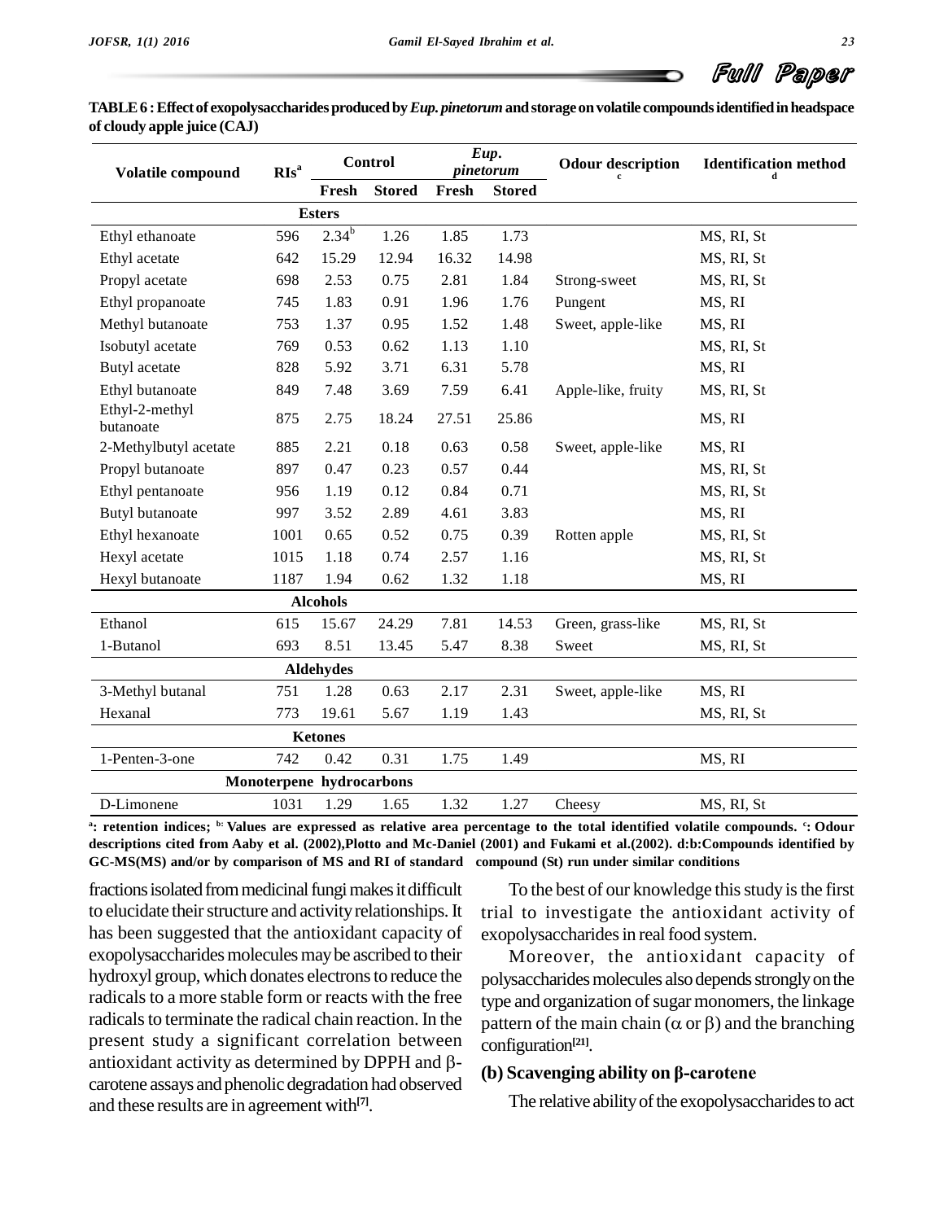**TABLE 6 : Effect of exopolysaccharides produced by *Eup. pinetorum* and storage on volatile compounds identified in headspace of cloudy apple juice (CAJ)**

| Volatile compound | RIs[a] | Control | | *Eup. pinetorum* | | Odour description[c] | Identification method[d] |
|---|---|---|---|---|---|---|---|
| | | Fresh | Stored | Fresh | Stored | | |
| **Esters** | | | | | | | |
| Ethyl ethanoate | 596 | 2.34[b] | 1.26 | 1.85 | 1.73 | | MS, RI, St |
| Ethyl acetate | 642 | 15.29 | 12.94 | 16.32 | 14.98 | | MS, RI, St |
| Propyl acetate | 698 | 2.53 | 0.75 | 2.81 | 1.84 | Strong-sweet | MS, RI, St |
| Ethyl propanoate | 745 | 1.83 | 0.91 | 1.96 | 1.76 | Pungent | MS, RI |
| Methyl butanoate | 753 | 1.37 | 0.95 | 1.52 | 1.48 | Sweet, apple-like | MS, RI |
| Isobutyl acetate | 769 | 0.53 | 0.62 | 1.13 | 1.10 | | MS, RI, St |
| Butyl acetate | 828 | 5.92 | 3.71 | 6.31 | 5.78 | | MS, RI |
| Ethyl butanoate | 849 | 7.48 | 3.69 | 7.59 | 6.41 | Apple-like, fruity | MS, RI, St |
| Ethyl-2-methyl butanoate | 875 | 2.75 | 18.24 | 27.51 | 25.86 | | MS, RI |
| 2-Methylbutyl acetate | 885 | 2.21 | 0.18 | 0.63 | 0.58 | Sweet, apple-like | MS, RI |
| Propyl butanoate | 897 | 0.47 | 0.23 | 0.57 | 0.44 | | MS, RI, St |
| Ethyl pentanoate | 956 | 1.19 | 0.12 | 0.84 | 0.71 | | MS, RI, St |
| Butyl butanoate | 997 | 3.52 | 2.89 | 4.61 | 3.83 | | MS, RI |
| Ethyl hexanoate | 1001 | 0.65 | 0.52 | 0.75 | 0.39 | Rotten apple | MS, RI, St |
| Hexyl acetate | 1015 | 1.18 | 0.74 | 2.57 | 1.16 | | MS, RI, St |
| Hexyl butanoate | 1187 | 1.94 | 0.62 | 1.32 | 1.18 | | MS, RI |
| **Alcohols** | | | | | | | |
| Ethanol | 615 | 15.67 | 24.29 | 7.81 | 14.53 | Green, grass-like | MS, RI, St |
| 1-Butanol | 693 | 8.51 | 13.45 | 5.47 | 8.38 | Sweet | MS, RI, St |
| **Aldehydes** | | | | | | | |
| 3-Methyl butanal | 751 | 1.28 | 0.63 | 2.17 | 2.31 | Sweet, apple-like | MS, RI |
| Hexanal | 773 | 19.61 | 5.67 | 1.19 | 1.43 | | MS, RI, St |
| **Ketones** | | | | | | | |
| 1-Penten-3-one | 742 | 0.42 | 0.31 | 1.75 | 1.49 | | MS, RI |
| **Monoterpene hydrocarbons** | | | | | | | |
| D-Limonene | 1031 | 1.29 | 1.65 | 1.32 | 1.27 | Cheesy | MS, RI, St |

[a]: retention indices; [b]: Values are expressed as relative area percentage to the total identified volatile compounds. [c]: Odour descriptions cited from Aaby et al. (2002), Plotto and Mc-Daniel (2001) and Fukami et al.(2002). d:b:Compounds identified by GC-MS(MS) and/or by comparison of MS and RI of standard compound (St) run under similar conditions

fractions isolated from medicinal fungi makes it difficult to elucidate their structure and activity relationships. It has been suggested that the antioxidant capacity of exopolysaccharides molecules may be ascribed to their hydroxyl group, which donates electrons to reduce the radicals to a more stable form or reacts with the free radicals to terminate the radical chain reaction. In the present study a significant correlation between antioxidant activity as determined by DPPH and β-carotene assays and phenolic degradation had observed and these results are in agreement with[7].

To the best of our knowledge this study is the first trial to investigate the antioxidant activity of exopolysaccharides in real food system.

Moreover, the antioxidant capacity of polysaccharides molecules also depends strongly on the type and organization of sugar monomers, the linkage pattern of the main chain (α or β) and the branching configuration[21].

### (b) Scavenging ability on β-carotene

The relative ability of the exopolysaccharides to act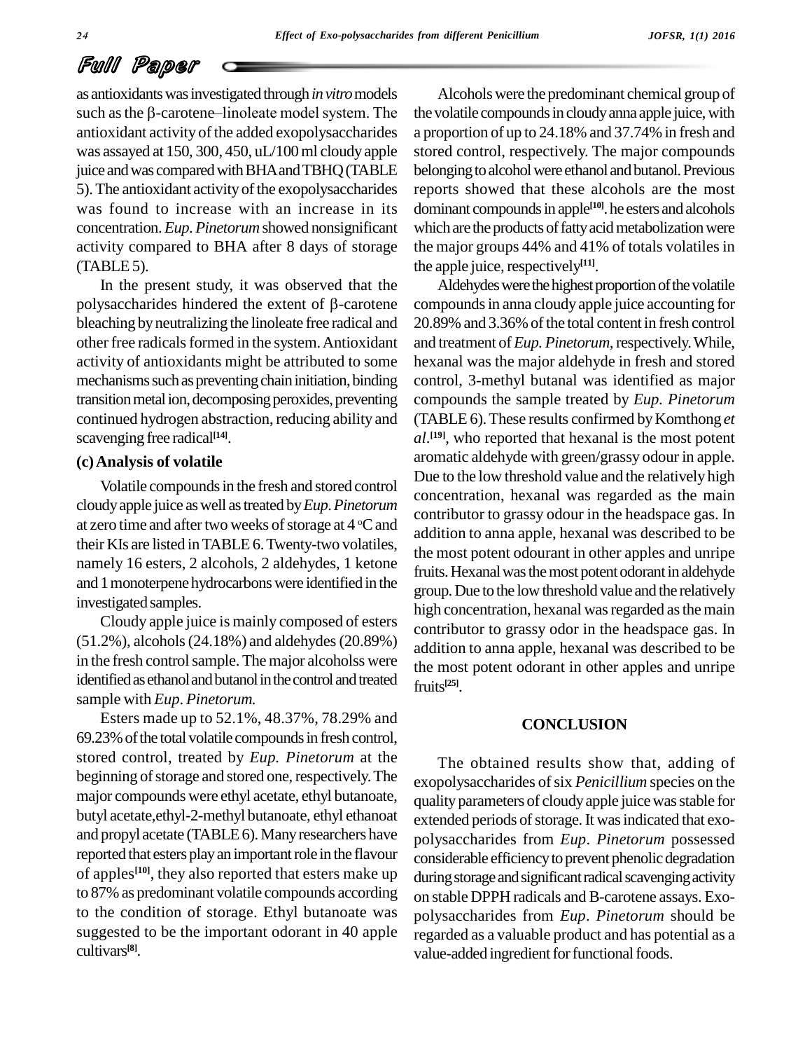as antioxidants was investigated through *in vitro* models such as the β-carotene–linoleate model system. The antioxidant activity of the added exopolysaccharides was assayed at 150, 300, 450, uL/100 ml cloudy apple juice and was compared with BHA and TBHQ (TABLE 5). The antioxidant activity of the exopolysaccharides was found to increase with an increase in its concentration. *Eup. Pinetorum* showed nonsignificant activity compared to BHA after 8 days of storage (TABLE 5).

In the present study, it was observed that the polysaccharides hindered the extent of β-carotene bleaching by neutralizing the linoleate free radical and other free radicals formed in the system. Antioxidant activity of antioxidants might be attributed to some mechanisms such as preventing chain initiation, binding transition metal ion, decomposing peroxides, preventing continued hydrogen abstraction, reducing ability and scavenging free radical[14].

### (c) Analysis of volatile

Volatile compounds in the fresh and stored control cloudy apple juice as well as treated by *Eup. Pinetorum* at zero time and after two weeks of storage at 4 °C and their KIs are listed in TABLE 6. Twenty-two volatiles, namely 16 esters, 2 alcohols, 2 aldehydes, 1 ketone and 1 monoterpene hydrocarbons were identified in the investigated samples.

Cloudy apple juice is mainly composed of esters (51.2%), alcohols (24.18%) and aldehydes (20.89%) in the fresh control sample. The major alcoholss were identified as ethanol and butanol in the control and treated sample with *Eup. Pinetorum.*

Esters made up to 52.1%, 48.37%, 78.29% and 69.23% of the total volatile compounds in fresh control, stored control, treated by *Eup. Pinetorum* at the beginning of storage and stored one, respectively. The major compounds were ethyl acetate, ethyl butanoate, butyl acetate,ethyl-2-methyl butanoate, ethyl ethanoat and propyl acetate (TABLE 6). Many researchers have reported that esters play an important role in the flavour of apples[10], they also reported that esters make up to 87% as predominant volatile compounds according to the condition of storage. Ethyl butanoate was suggested to be the important odorant in 40 apple cultivars[8].

Alcohols were the predominant chemical group of the volatile compounds in cloudy anna apple juice, with a proportion of up to 24.18% and 37.74% in fresh and stored control, respectively. The major compounds belonging to alcohol were ethanol and butanol. Previous reports showed that these alcohols are the most dominant compounds in apple[10]. he esters and alcohols which are the products of fatty acid metabolization were the major groups 44% and 41% of totals volatiles in the apple juice, respectively[11].

Aldehydes were the highest proportion of the volatile compounds in anna cloudy apple juice accounting for 20.89% and 3.36% of the total content in fresh control and treatment of *Eup. Pinetorum*, respectively. While, hexanal was the major aldehyde in fresh and stored control, 3-methyl butanal was identified as major compounds the sample treated by *Eup. Pinetorum* (TABLE 6). These results confirmed by Komthong *et al*.[19], who reported that hexanal is the most potent aromatic aldehyde with green/grassy odour in apple. Due to the low threshold value and the relatively high concentration, hexanal was regarded as the main contributor to grassy odour in the headspace gas. In addition to anna apple, hexanal was described to be the most potent odourant in other apples and unripe fruits. Hexanal was the most potent odorant in aldehyde group. Due to the low threshold value and the relatively high concentration, hexanal was regarded as the main contributor to grassy odor in the headspace gas. In addition to anna apple, hexanal was described to be the most potent odorant in other apples and unripe fruits[25].

## CONCLUSION

The obtained results show that, adding of exopolysaccharides of six *Penicillium* species on the quality parameters of cloudy apple juice was stable for extended periods of storage. It was indicated that exo-polysaccharides from *Eup. Pinetorum* possessed considerable efficiency to prevent phenolic degradation during storage and significant radical scavenging activity on stable DPPH radicals and B-carotene assays. Exo-polysaccharides from *Eup. Pinetorum* should be regarded as a valuable product and has potential as a value-added ingredient for functional foods.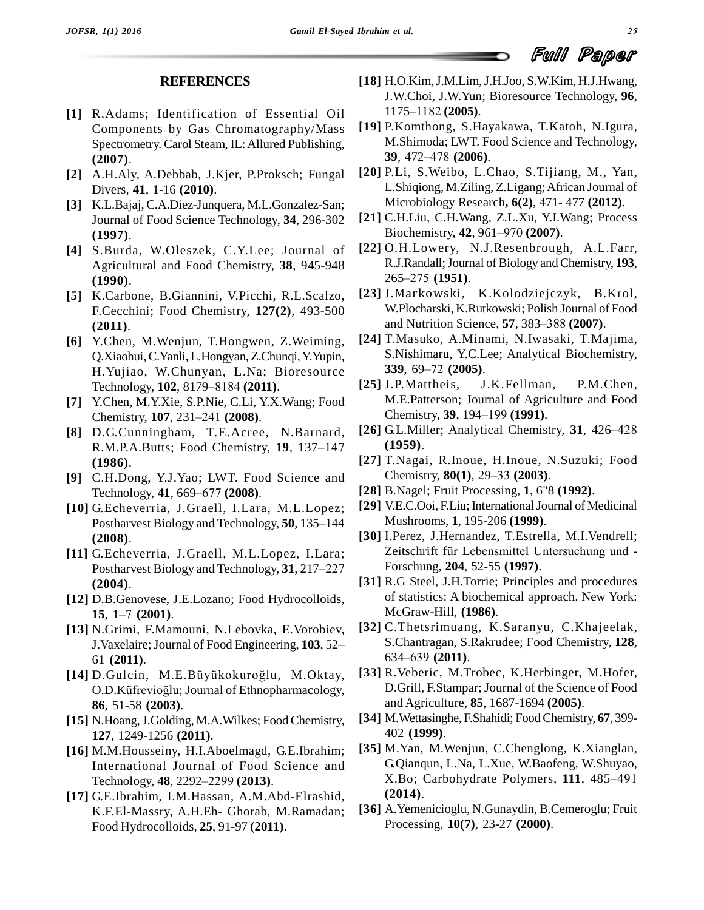## REFERENCES

**[1]** R.Adams; Identification of Essential Oil Components by Gas Chromatography/Mass Spectrometry. Carol Steam, IL: Allured Publishing, **(2007)**.

**[2]** A.H.Aly, A.Debbab, J.Kjer, P.Proksch; Fungal Divers, **41**, 1-16 **(2010)**.

**[3]** K.L.Bajaj, C.A.Diez-Junquera, M.L.Gonzalez-San; Journal of Food Science Technology, **34**, 296-302 **(1997)**.

**[4]** S.Burda, W.Oleszek, C.Y.Lee; Journal of Agricultural and Food Chemistry, **38**, 945-948 **(1990)**.

**[5]** K.Carbone, B.Giannini, V.Picchi, R.L.Scalzo, F.Cecchini; Food Chemistry, **127(2)**, 493-500 **(2011)**.

**[6]** Y.Chen, M.Wenjun, T.Hongwen, Z.Weiming, Q.Xiaohui, C.Yanli, L.Hongyan, Z.Chunqi, Y.Yupin, H.Yujiao, W.Chunyan, L.Na; Bioresource Technology, **102**, 8179–8184 **(2011)**.

**[7]** Y.Chen, M.Y.Xie, S.P.Nie, C.Li, Y.X.Wang; Food Chemistry, **107**, 231–241 **(2008)**.

**[8]** D.G.Cunningham, T.E.Acree, N.Barnard, R.M.P.A.Butts; Food Chemistry, **19**, 137–147 **(1986)**.

**[9]** C.H.Dong, Y.J.Yao; LWT. Food Science and Technology, **41**, 669–677 **(2008)**.

**[10]** G.Echeverria, J.Graell, I.Lara, M.L.Lopez; Postharvest Biology and Technology, **50**, 135–144 **(2008)**.

**[11]** G.Echeverria, J.Graell, M.L.Lopez, I.Lara; Postharvest Biology and Technology, **31**, 217–227 **(2004)**.

**[12]** D.B.Genovese, J.E.Lozano; Food Hydrocolloids, **15**, 1–7 **(2001)**.

**[13]** N.Grimi, F.Mamouni, N.Lebovka, E.Vorobiev, J.Vaxelaire; Journal of Food Engineering, **103**, 52–61 **(2011)**.

**[14]** D.Gulcin, M.E.Büyükokuroğlu, M.Oktay, O.D.Küfrevioğlu; Journal of Ethnopharmacology, **86**, 51-58 **(2003)**.

**[15]** N.Hoang, J.Golding, M.A.Wilkes; Food Chemistry, **127**, 1249-1256 **(2011)**.

**[16]** M.M.Housseiny, H.I.Aboelmagd, G.E.Ibrahim; International Journal of Food Science and Technology, **48**, 2292–2299 **(2013)**.

**[17]** G.E.Ibrahim, I.M.Hassan, A.M.Abd-Elrashid, K.F.El-Massry, A.H.Eh- Ghorab, M.Ramadan; Food Hydrocolloids, **25**, 91-97 **(2011)**.

**[18]** H.O.Kim, J.M.Lim, J.H.Joo, S.W.Kim, H.J.Hwang, J.W.Choi, J.W.Yun; Bioresource Technology, **96**, 1175–1182 **(2005)**.

**[19]** P.Komthong, S.Hayakawa, T.Katoh, N.Igura, M.Shimoda; LWT. Food Science and Technology, **39**, 472–478 **(2006)**.

**[20]** P.Li, S.Weibo, L.Chao, S.Tijiang, M., Yan, L.Shiqiong, M.Ziling, Z.Ligang; African Journal of Microbiology Research**, 6(2)**, 471- 477 **(2012)**.

**[21]** C.H.Liu, C.H.Wang, Z.L.Xu, Y.I.Wang; Process Biochemistry, **42**, 961–970 **(2007)**.

**[22]** O.H.Lowery, N.J.Resenbrough, A.L.Farr, R.J.Randall; Journal of Biology and Chemistry, **193**, 265–275 **(1951)**.

**[23]** J.Markowski, K.Kolodziejczyk, B.Krol, W.Plocharski, K.Rutkowski; Polish Journal of Food and Nutrition Science, **57**, 383–388 **(2007)**.

**[24]** T.Masuko, A.Minami, N.Iwasaki, T.Majima, S.Nishimaru, Y.C.Lee; Analytical Biochemistry, **339**, 69–72 **(2005)**.

**[25]** J.P.Mattheis, J.K.Fellman, P.M.Chen, M.E.Patterson; Journal of Agriculture and Food Chemistry, **39**, 194–199 **(1991)**.

**[26]** G.L.Miller; Analytical Chemistry, **31**, 426–428 **(1959)**.

**[27]** T.Nagai, R.Inoue, H.Inoue, N.Suzuki; Food Chemistry, **80(1)**, 29–33 **(2003)**.

**[28]** B.Nagel; Fruit Processing, **1**, 6"8 **(1992)**.

**[29]** V.E.C.Ooi, F.Liu; International Journal of Medicinal Mushrooms, **1**, 195-206 **(1999)**.

**[30]** I.Perez, J.Hernandez, T.Estrella, M.I.Vendrell; Zeitschrift für Lebensmittel Untersuchung und -Forschung, **204**, 52-55 **(1997)**.

**[31]** R.G Steel, J.H.Torrie; Principles and procedures of statistics: A biochemical approach. New York: McGraw-Hill, **(1986)**.

**[32]** C.Thetsrimuang, K.Saranyu, C.Khajeelak, S.Chantragan, S.Rakrudee; Food Chemistry, **128**, 634–639 **(2011)**.

**[33]** R.Veberic, M.Trobec, K.Herbinger, M.Hofer, D.Grill, F.Stampar; Journal of the Science of Food and Agriculture, **85**, 1687-1694 **(2005)**.

**[34]** M.Wettasinghe, F.Shahidi; Food Chemistry, **67**, 399-402 **(1999)**.

**[35]** M.Yan, M.Wenjun, C.Chenglong, K.Xianglan, G.Qianqun, L.Na, L.Xue, W.Baofeng, W.Shuyao, X.Bo; Carbohydrate Polymers, **111**, 485–491 **(2014)**.

**[36]** A.Yemenicioglu, N.Gunaydin, B.Cemeroglu; Fruit Processing, **10(7)**, 23-27 **(2000)**.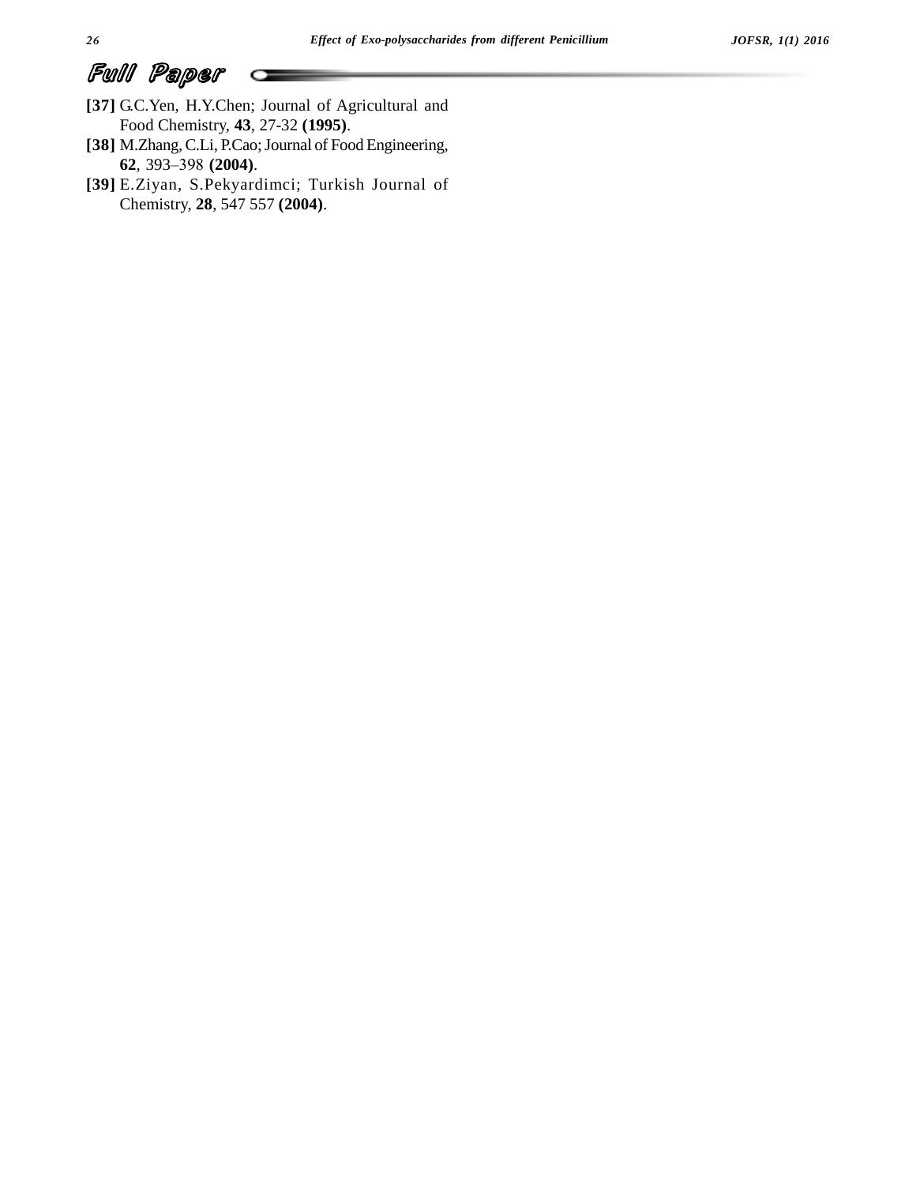- [37] G.C.Yen, H.Y.Chen; Journal of Agricultural and Food Chemistry, **43**, 27-32 **(1995)**.
- [38] M.Zhang, C.Li, P.Cao; Journal of Food Engineering, **62**, 393–398 **(2004)**.
- [39] E.Ziyan, S.Pekyardimci; Turkish Journal of Chemistry, **28**, 547 557 **(2004)**.